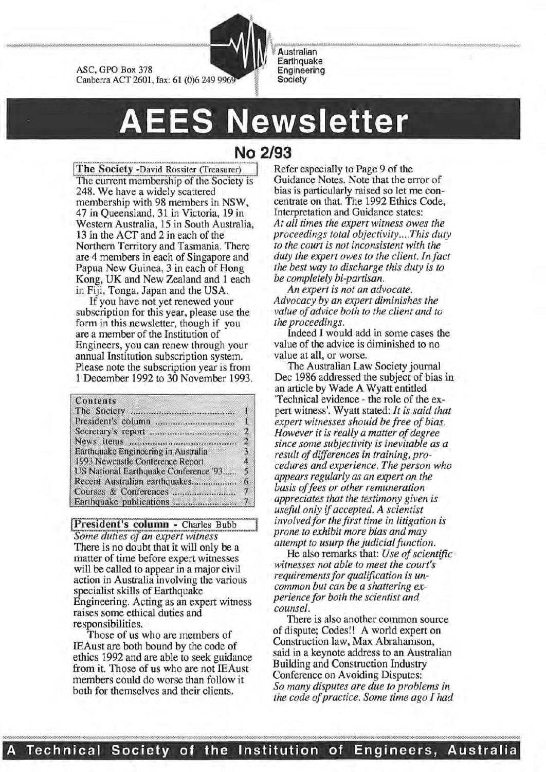ASC, GPO Box 378
Canberra ACT 2601, fax: 61 (0)6 249 9969

Australian Earthquake Engineering Society

# AEES Newsletter

## No 2/93

### The Society - David Rossiter (Treasurer)

The current membership of the Society is 248. We have a widely scattered membership with 98 members in NSW, 47 in Queensland, 31 in Victoria, 19 in Western Australia, 15 in South Australia, 13 in the ACT and 2 in each of the Northern Territory and Tasmania. There are 4 members in each of Singapore and Papua New Guinea, 3 in each of Hong Kong, UK and New Zealand and 1 each in Fiji, Tonga, Japan and the USA.

If you have not yet renewed your subscription for this year, please use the form in this newsletter, though if you are a member of the Institution of Engineers, you can renew through your annual Institution subscription system. Please note the subscription year is from 1 December 1992 to 30 November 1993.

| Contents | |
|---|---|
| The Society | 1 |
| President's column | 1 |
| Secretary's report | 2 |
| News items | 2 |
| Earthquake Engineering in Australia | 3 |
| 1993 Newcastle Conference Report | 4 |
| US National Earthquake Conference '93 | 5 |
| Recent Australian earthquakes | 6 |
| Courses & Conferences | 7 |
| Earthquake publications | 7 |

### President's column - Charles Bubb

*Some duties of an expert witness*

There is no doubt that it will only be a matter of time before expert witnesses will be called to appear in a major civil action in Australia involving the various specialist skills of Earthquake Engineering. Acting as an expert witness raises some ethical duties and responsibilities.

Those of us who are members of IEAust are both bound by the code of ethics 1992 and are able to seek guidance from it. Those of us who are not IEAust members could do worse than follow it both for themselves and their clients.

Refer especially to Page 9 of the Guidance Notes. Note that the error of bias is particularly raised so let me concentrate on that. The 1992 Ethics Code, Interpretation and Guidance states:
*At all times the expert witness owes the proceedings total objectivity....This duty to the court is not inconsistent with the duty the expert owes to the client. In fact the best way to discharge this duty is to be completely bi-partisan.*

*An expert is not an advocate. Advocacy by an expert diminishes the value of advice both to the client and to the proceedings.*

Indeed I would add in some cases the value of the advice is diminished to no value at all, or worse.

The Australian Law Society journal Dec 1986 addressed the subject of bias in an article by Wade A Wyatt entitled 'Technical evidence - the role of the expert witness'. Wyatt stated: *It is said that expert witnesses should be free of bias. However it is really a matter of degree since some subjectivity is inevitable as a result of differences in training, procedures and experience. The person who appears regularly as an expert on the basis of fees or other remuneration appreciates that the testimony given is useful only if accepted. A scientist involved for the first time in litigation is prone to exhibit more bias and may attempt to usurp the judicial function.*

He also remarks that: *Use of scientific witnesses not able to meet the court's requirements for qualification is uncommon but can be a shattering experience for both the scientist and counsel.*

There is also another common source of dispute; Codes!! A world expert on Construction law, Max Abrahamson, said in a keynote address to an Australian Building and Construction Industry Conference on Avoiding Disputes:
*So many disputes are due to problems in the code of practice. Some time ago I had*

A Technical Society of the Institution of Engineers, Australia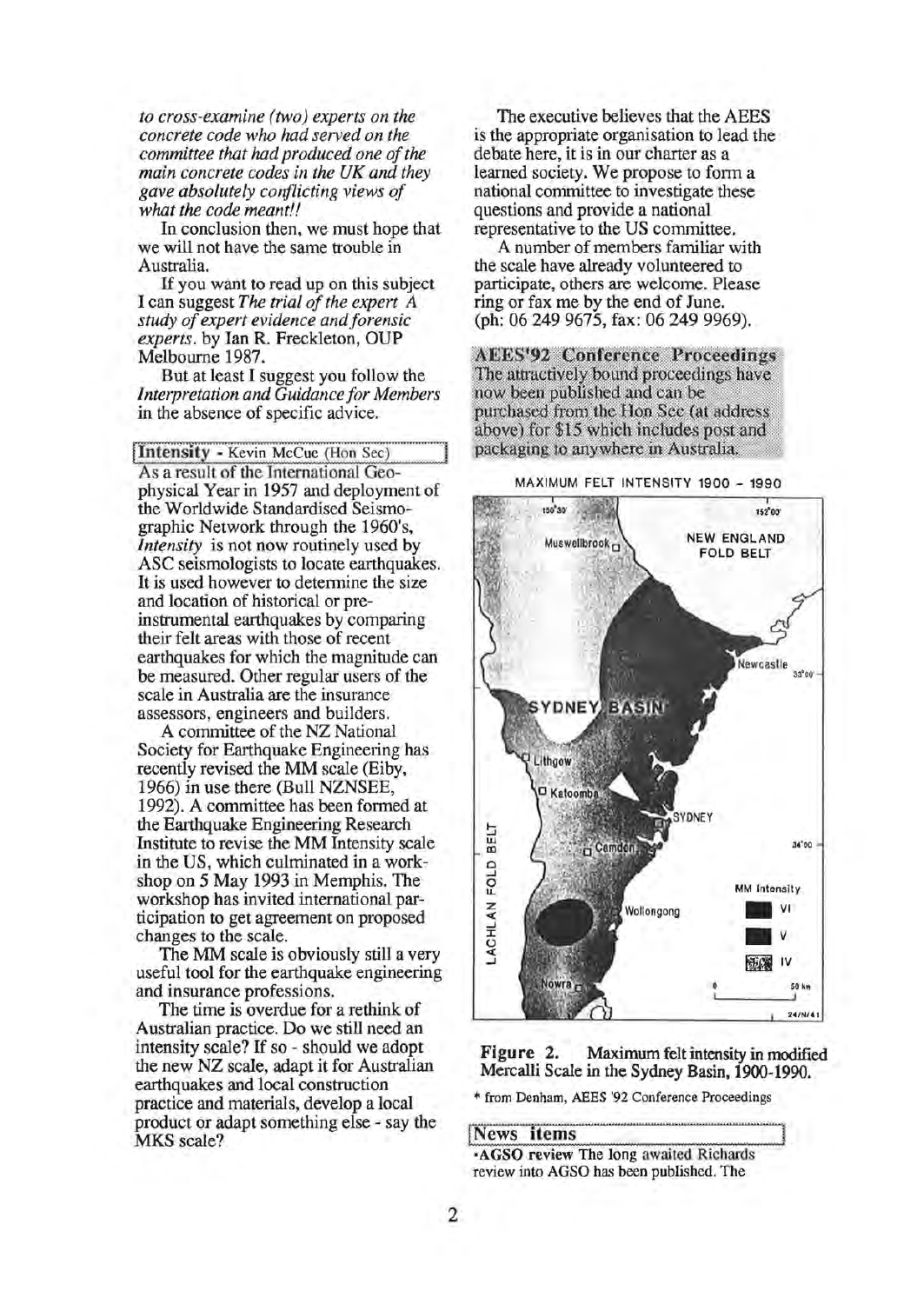*to cross-examine (two) experts on the concrete code who had served on the committee that had produced one of the main concrete codes in the UK and they gave absolutely conflicting views of what the code meant!!*

In conclusion then, we must hope that we will not have the same trouble in Australia.

If you want to read up on this subject I can suggest *The trial of the expert A study of expert evidence and forensic experts*. by Ian R. Freckleton, OUP Melbourne 1987.

But at least I suggest you follow the *Interpretation and Guidance for Members* in the absence of specific advice.

## Intensity - Kevin McCue (Hon Sec)

As a result of the International Geophysical Year in 1957 and deployment of the Worldwide Standardised Seismographic Network through the 1960's, *Intensity* is not now routinely used by ASC seismologists to locate earthquakes. It is used however to determine the size and location of historical or pre-instrumental earthquakes by comparing their felt areas with those of recent earthquakes for which the magnitude can be measured. Other regular users of the scale in Australia are the insurance assessors, engineers and builders.

A committee of the NZ National Society for Earthquake Engineering has recently revised the MM scale (Eiby, 1966) in use there (Bull NZNSEE, 1992). A committee has been formed at the Earthquake Engineering Research Institute to revise the MM Intensity scale in the US, which culminated in a workshop on 5 May 1993 in Memphis. The workshop has invited international participation to get agreement on proposed changes to the scale.

The MM scale is obviously still a very useful tool for the earthquake engineering and insurance professions.

The time is overdue for a rethink of Australian practice. Do we still need an intensity scale? If so - should we adopt the new NZ scale, adapt it for Australian earthquakes and local construction practice and materials, develop a local product or adapt something else - say the MKS scale?

The executive believes that the AEES is the appropriate organisation to lead the debate here, it is in our charter as a learned society. We propose to form a national committee to investigate these questions and provide a national representative to the US committee.

A number of members familiar with the scale have already volunteered to participate, others are welcome. Please ring or fax me by the end of June. (ph: 06 249 9675, fax: 06 249 9969).

**AEES'92 Conference Proceedings**
The attractively bound proceedings have now been published and can be purchased from the Hon Sec (at address above) for $15 which includes post and packaging to anywhere in Australia.

**Figure 2.** Maximum felt intensity in modified Mercalli Scale in the Sydney Basin, 1900-1990.

\* from Denham, AEES '92 Conference Proceedings

## News items

•**AGSO review** The long awaited Richards review into AGSO has been published. The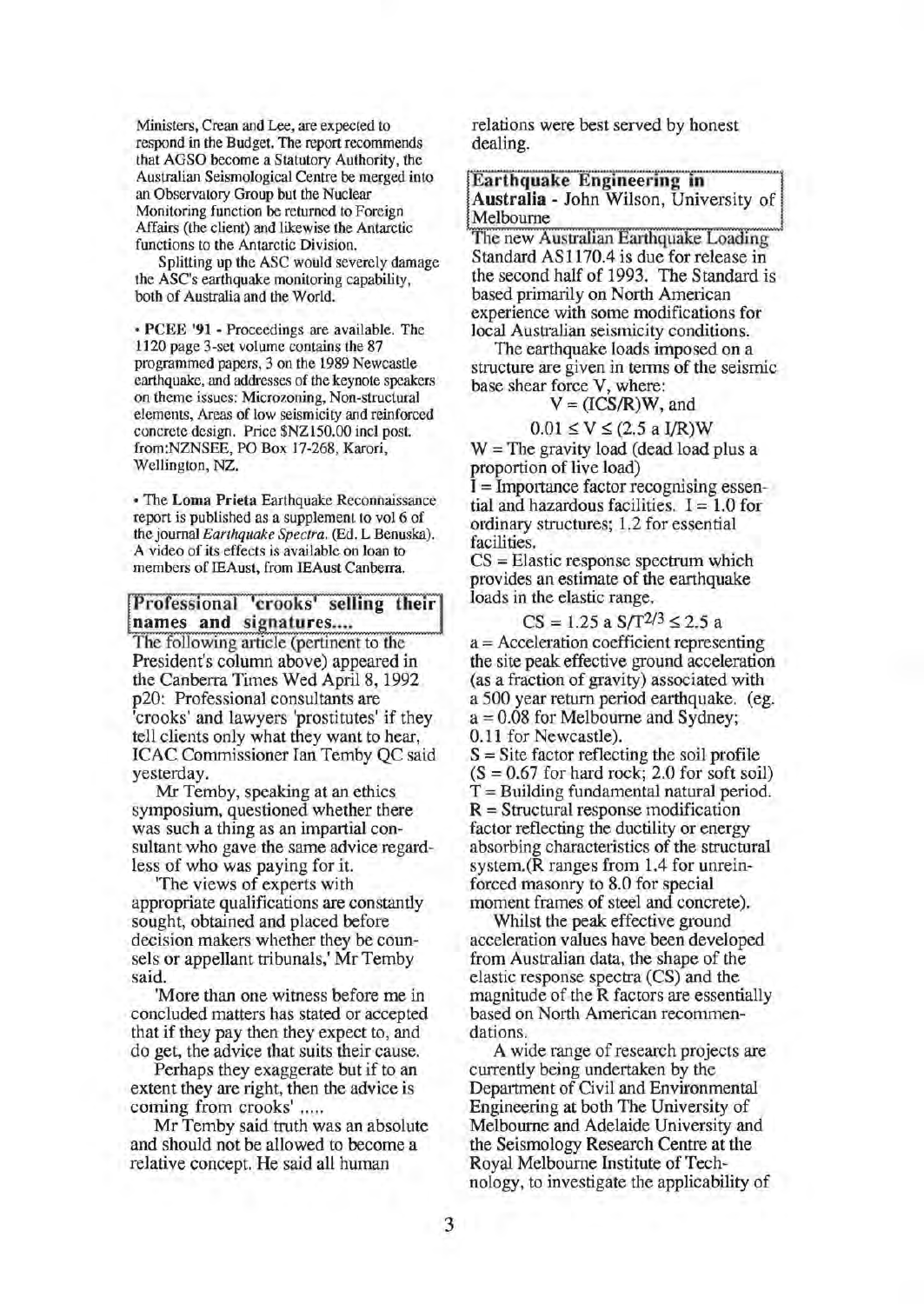Ministers, Crean and Lee, are expected to respond in the Budget. The report recommends that AGSO become a Statutory Authority, the Australian Seismological Centre be merged into an Observatory Group but the Nuclear Monitoring function be returned to Foreign Affairs (the client) and likewise the Antarctic functions to the Antarctic Division.

Splitting up the ASC would severely damage the ASC's earthquake monitoring capability, both of Australia and the World.

- **PCEE '91** - Proceedings are available. The 1120 page 3-set volume contains the 87 programmed papers, 3 on the 1989 Newcastle earthquake, and addresses of the keynote speakers on theme issues: Microzoning, Non-structural elements, Areas of low seismicity and reinforced concrete design. Price $NZ150.00 incl post. from:NZNSEE, PO Box 17-268, Karori, Wellington, NZ.

- The **Loma Prieta** Earthquake Reconnaissance report is published as a supplement to vol 6 of the journal *Earthquake Spectra*. (Ed. L Benuska). A video of its effects is available on loan to members of IEAust, from IEAust Canberra.

## Professional 'crooks' selling their names and signatures....

The following article (pertinent to the President's column above) appeared in the Canberra Times Wed April 8, 1992 p20: Professional consultants are 'crooks' and lawyers 'prostitutes' if they tell clients only what they want to hear, ICAC Commissioner Ian Temby QC said yesterday.

Mr Temby, speaking at an ethics symposium, questioned whether there was such a thing as an impartial consultant who gave the same advice regardless of who was paying for it.

'The views of experts with appropriate qualifications are constantly sought, obtained and placed before decision makers whether they be counsels or appellant tribunals,' Mr Temby said.

'More than one witness before me in concluded matters has stated or accepted that if they pay then they expect to, and do get, the advice that suits their cause.

Perhaps they exaggerate but if to an extent they are right, then the advice is coming from crooks' .....

Mr Temby said truth was an absolute and should not be allowed to become a relative concept. He said all human relations were best served by honest dealing.

## Earthquake Engineering in Australia - John Wilson, University of Melbourne

The new Australian Earthquake Loading Standard AS1170.4 is due for release in the second half of 1993. The Standard is based primarily on North American experience with some modifications for local Australian seismicity conditions.

The earthquake loads imposed on a structure are given in terms of the seismic base shear force V, where:

$$V = (ICS/R)W, \text{ and}$$

$$0.01 \leq V \leq (2.5\ a\ I/R)W$$

W = The gravity load (dead load plus a proportion of live load)

I = Importance factor recognising essential and hazardous facilities. I = 1.0 for ordinary structures; 1.2 for essential facilities.

CS = Elastic response spectrum which provides an estimate of the earthquake loads in the elastic range.

$$CS = 1.25\ a\ S/T^{2/3} \leq 2.5\ a$$

a = Acceleration coefficient representing the site peak effective ground acceleration (as a fraction of gravity) associated with a 500 year return period earthquake. (eg. a = 0.08 for Melbourne and Sydney; 0.11 for Newcastle).

S = Site factor reflecting the soil profile (S = 0.67 for hard rock; 2.0 for soft soil)

T = Building fundamental natural period.

R = Structural response modification factor reflecting the ductility or energy absorbing characteristics of the structural system.(R ranges from 1.4 for unreinforced masonry to 8.0 for special moment frames of steel and concrete).

Whilst the peak effective ground acceleration values have been developed from Australian data, the shape of the elastic response spectra (CS) and the magnitude of the R factors are essentially based on North American recommendations.

A wide range of research projects are currently being undertaken by the Department of Civil and Environmental Engineering at both The University of Melbourne and Adelaide University and the Seismology Research Centre at the Royal Melbourne Institute of Technology, to investigate the applicability of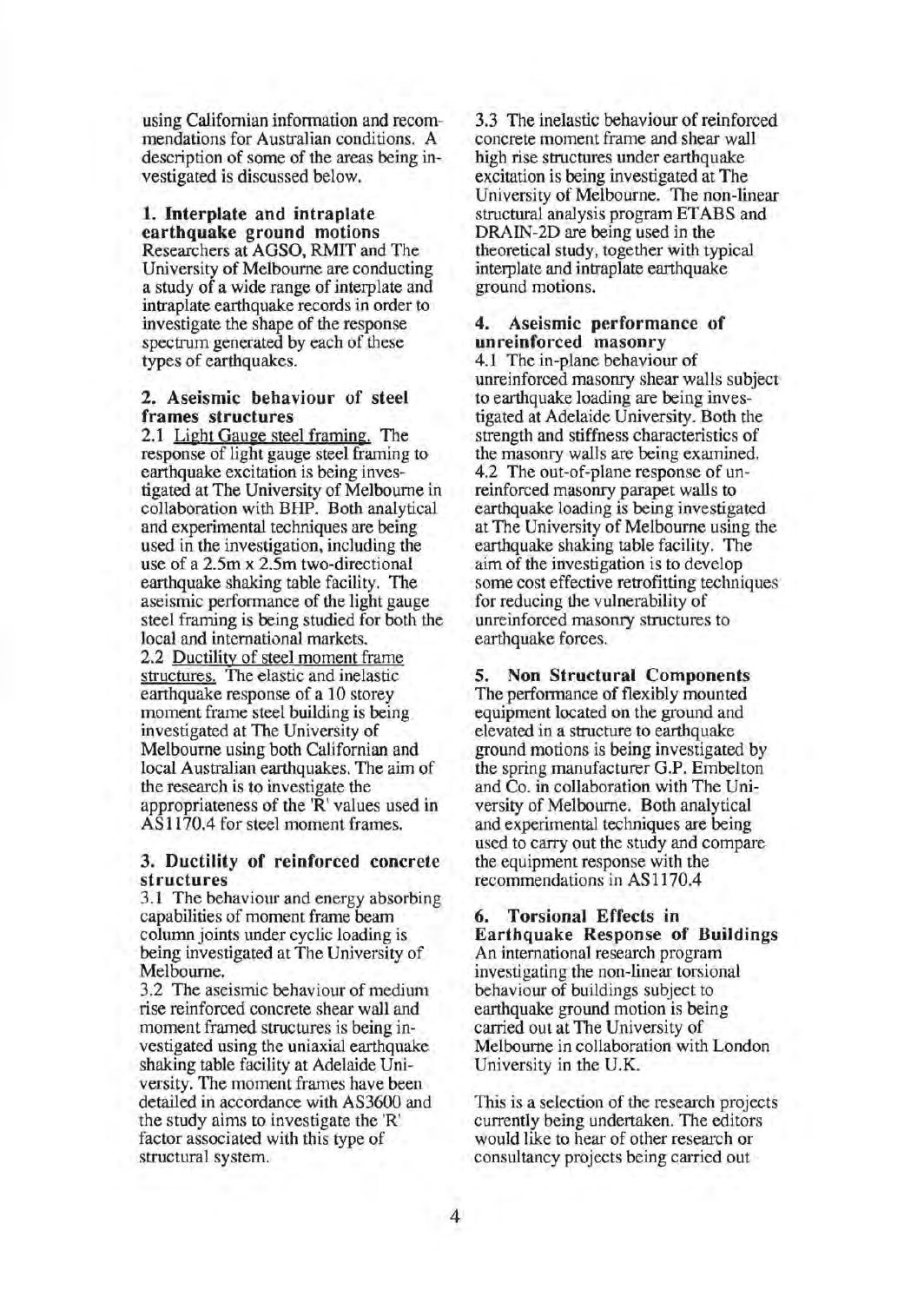using Californian information and recommendations for Australian conditions. A description of some of the areas being investigated is discussed below.

### 1. Interplate and intraplate earthquake ground motions

Researchers at AGSO, RMIT and The University of Melbourne are conducting a study of a wide range of interplate and intraplate earthquake records in order to investigate the shape of the response spectrum generated by each of these types of earthquakes.

### 2. Aseismic behaviour of steel frames structures

2.1 Light Gauge steel framing. The response of light gauge steel framing to earthquake excitation is being investigated at The University of Melbourne in collaboration with BHP. Both analytical and experimental techniques are being used in the investigation, including the use of a 2.5m x 2.5m two-directional earthquake shaking table facility. The aseismic performance of the light gauge steel framing is being studied for both the local and international markets.

2.2 Ductility of steel moment frame structures. The elastic and inelastic earthquake response of a 10 storey moment frame steel building is being investigated at The University of Melbourne using both Californian and local Australian earthquakes. The aim of the research is to investigate the appropriateness of the 'R' values used in AS1170.4 for steel moment frames.

### 3. Ductility of reinforced concrete structures

3.1 The behaviour and energy absorbing capabilities of moment frame beam column joints under cyclic loading is being investigated at The University of Melbourne.

3.2 The aseismic behaviour of medium rise reinforced concrete shear wall and moment framed structures is being investigated using the uniaxial earthquake shaking table facility at Adelaide University. The moment frames have been detailed in accordance with AS3600 and the study aims to investigate the 'R' factor associated with this type of structural system.

3.3 The inelastic behaviour of reinforced concrete moment frame and shear wall high rise structures under earthquake excitation is being investigated at The University of Melbourne. The non-linear structural analysis program ETABS and DRAIN-2D are being used in the theoretical study, together with typical interplate and intraplate earthquake ground motions.

### 4. Aseismic performance of unreinforced masonry

4.1 The in-plane behaviour of unreinforced masonry shear walls subject to earthquake loading are being investigated at Adelaide University. Both the strength and stiffness characteristics of the masonry walls are being examined.

4.2 The out-of-plane response of unreinforced masonry parapet walls to earthquake loading is being investigated at The University of Melbourne using the earthquake shaking table facility. The aim of the investigation is to develop some cost effective retrofitting techniques for reducing the vulnerability of unreinforced masonry structures to earthquake forces.

### 5. Non Structural Components

The performance of flexibly mounted equipment located on the ground and elevated in a structure to earthquake ground motions is being investigated by the spring manufacturer G.P. Embelton and Co. in collaboration with The University of Melbourne. Both analytical and experimental techniques are being used to carry out the study and compare the equipment response with the recommendations in AS1170.4

### 6. Torsional Effects in Earthquake Response of Buildings

An international research program investigating the non-linear torsional behaviour of buildings subject to earthquake ground motion is being carried out at The University of Melbourne in collaboration with London University in the U.K.

This is a selection of the research projects currently being undertaken. The editors would like to hear of other research or consultancy projects being carried out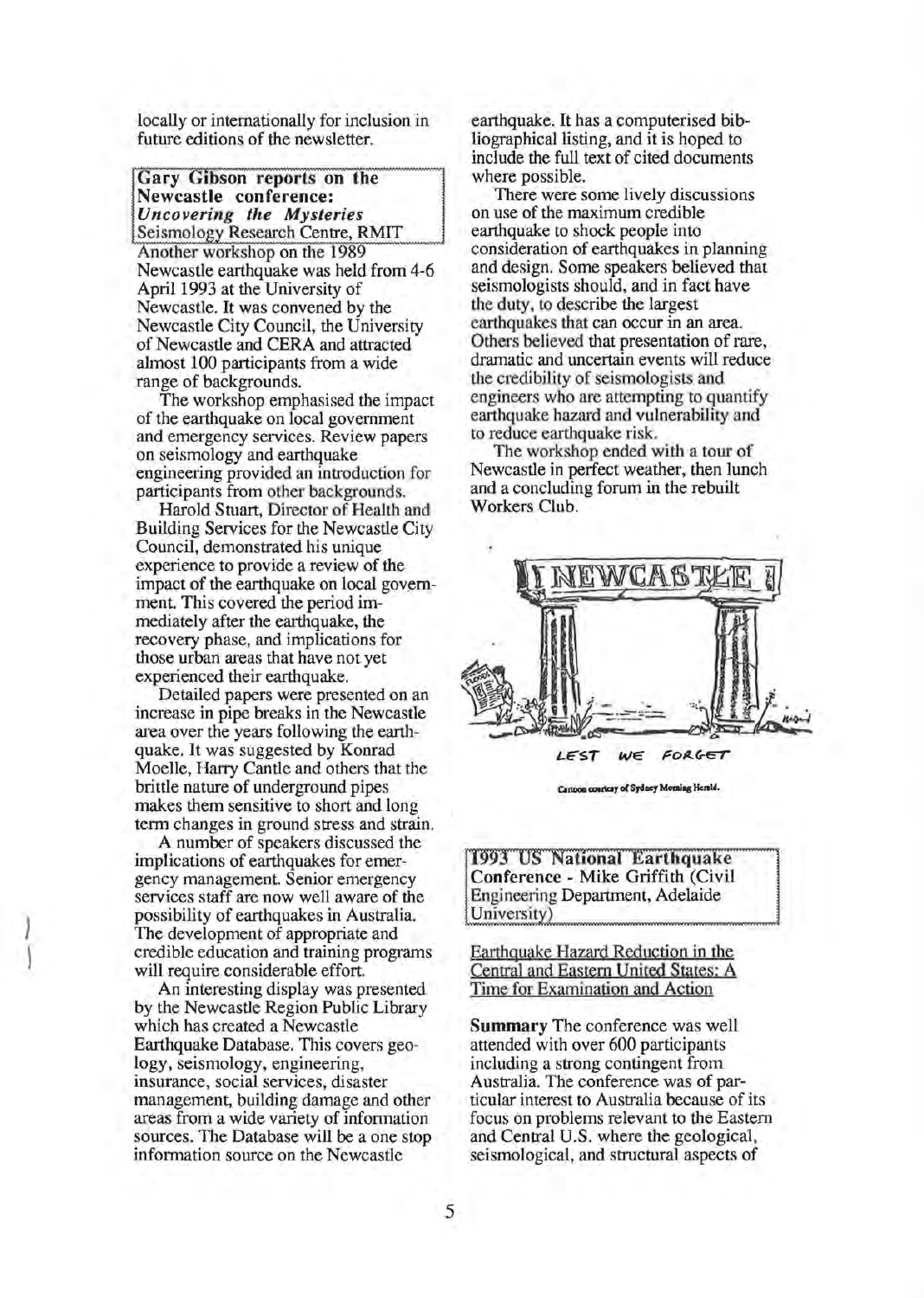locally or internationally for inclusion in future editions of the newsletter.

### Gary Gibson reports on the Newcastle conference: *Uncovering the Mysteries*
Seismology Research Centre, RMIT

Another workshop on the 1989 Newcastle earthquake was held from 4-6 April 1993 at the University of Newcastle. It was convened by the Newcastle City Council, the University of Newcastle and CERA and attracted almost 100 participants from a wide range of backgrounds.

The workshop emphasised the impact of the earthquake on local government and emergency services. Review papers on seismology and earthquake engineering provided an introduction for participants from other backgrounds.

Harold Stuart, Director of Health and Building Services for the Newcastle City Council, demonstrated his unique experience to provide a review of the impact of the earthquake on local government. This covered the period immediately after the earthquake, the recovery phase, and implications for those urban areas that have not yet experienced their earthquake.

Detailed papers were presented on an increase in pipe breaks in the Newcastle area over the years following the earthquake. It was suggested by Konrad Moelle, Harry Cantle and others that the brittle nature of underground pipes makes them sensitive to short and long term changes in ground stress and strain.

A number of speakers discussed the implications of earthquakes for emergency management. Senior emergency services staff are now well aware of the possibility of earthquakes in Australia. The development of appropriate and credible education and training programs will require considerable effort.

An interesting display was presented by the Newcastle Region Public Library which has created a Newcastle Earthquake Database. This covers geology, seismology, engineering, insurance, social services, disaster management, building damage and other areas from a wide variety of information sources. The Database will be a one stop information source on the Newcastle earthquake. It has a computerised bibliographical listing, and it is hoped to include the full text of cited documents where possible.

There were some lively discussions on use of the maximum credible earthquake to shock people into consideration of earthquakes in planning and design. Some speakers believed that seismologists should, and in fact have the duty, to describe the largest earthquakes that can occur in an area. Others believed that presentation of rare, dramatic and uncertain events will reduce the credibility of seismologists and engineers who are attempting to quantify earthquake hazard and vulnerability and to reduce earthquake risk.

The workshop ended with a tour of Newcastle in perfect weather, then lunch and a concluding forum in the rebuilt Workers Club.

LEST WE FORGET

Cartoon courtesy of Sydney Morning Herald.

### 1993 US National Earthquake Conference - Mike Griffith (Civil Engineering Department, Adelaide University)

Earthquake Hazard Reduction in the Central and Eastern United States: A Time for Examination and Action

**Summary** The conference was well attended with over 600 participants including a strong contingent from Australia. The conference was of particular interest to Australia because of its focus on problems relevant to the Eastern and Central U.S. where the geological, seismological, and structural aspects of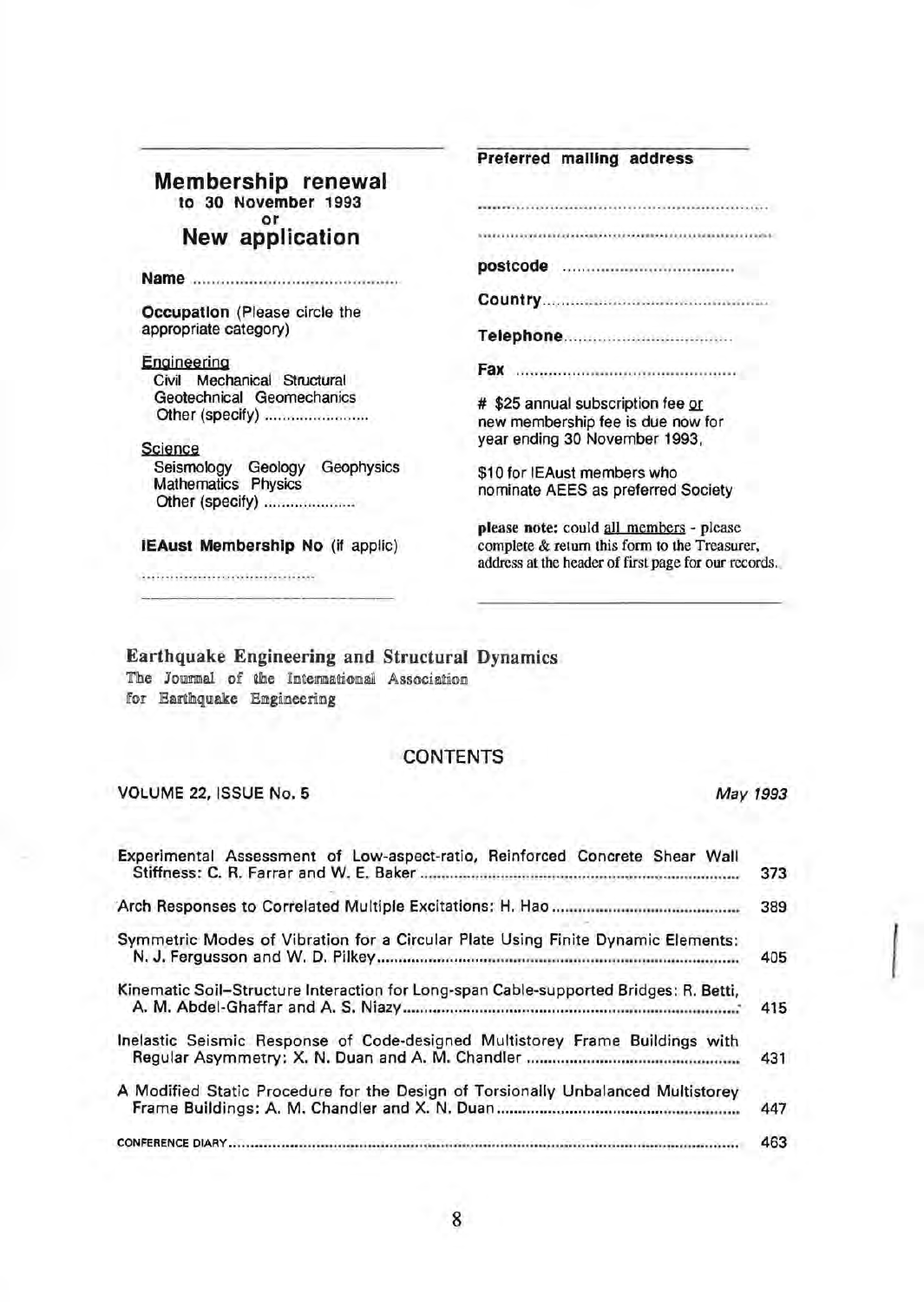## Membership renewal

**to 30 November 1993**

**or**

## New application

**Name** ..............................................

**Occupation** (Please circle the appropriate category)

Engineering
Civil Mechanical Structural
Geotechnical Geomechanics
Other (specify) ........................

Science
Seismology Geology Geophysics
Mathematics Physics
Other (specify) ......................

**IEAust Membership No** (if applic)

......................................

**Preferred mailing address**

..............................................................

..............................................................

**postcode** ......................................

**Country**................................................

**Telephone**....................................

**Fax** ................................................

# $25 annual subscription fee or new membership fee is due now for year ending 30 November 1993,

$10 for IEAust members who nominate AEES as preferred Society

**please note:** could all members - please complete & return this form to the Treasurer, address at the header of first page for our records.

**Earthquake Engineering and Structural Dynamics**
The Journal of the International Association for Earthquake Engineering

### CONTENTS

VOLUME 22, ISSUE No. 5 — *May 1993*

| | |
|---|---|
| Experimental Assessment of Low-aspect-ratio, Reinforced Concrete Shear Wall Stiffness: C. R. Farrar and W. E. Baker | 373 |
| Arch Responses to Correlated Multiple Excitations: H. Hao | 389 |
| Symmetric Modes of Vibration for a Circular Plate Using Finite Dynamic Elements: N. J. Fergusson and W. D. Pilkey | 405 |
| Kinematic Soil–Structure Interaction for Long-span Cable-supported Bridges: R. Betti, A. M. Abdel-Ghaffar and A. S. Niazy | 415 |
| Inelastic Seismic Response of Code-designed Multistorey Frame Buildings with Regular Asymmetry: X. N. Duan and A. M. Chandler | 431 |
| A Modified Static Procedure for the Design of Torsionally Unbalanced Multistorey Frame Buildings: A. M. Chandler and X. N. Duan | 447 |
| CONFERENCE DIARY | 463 |